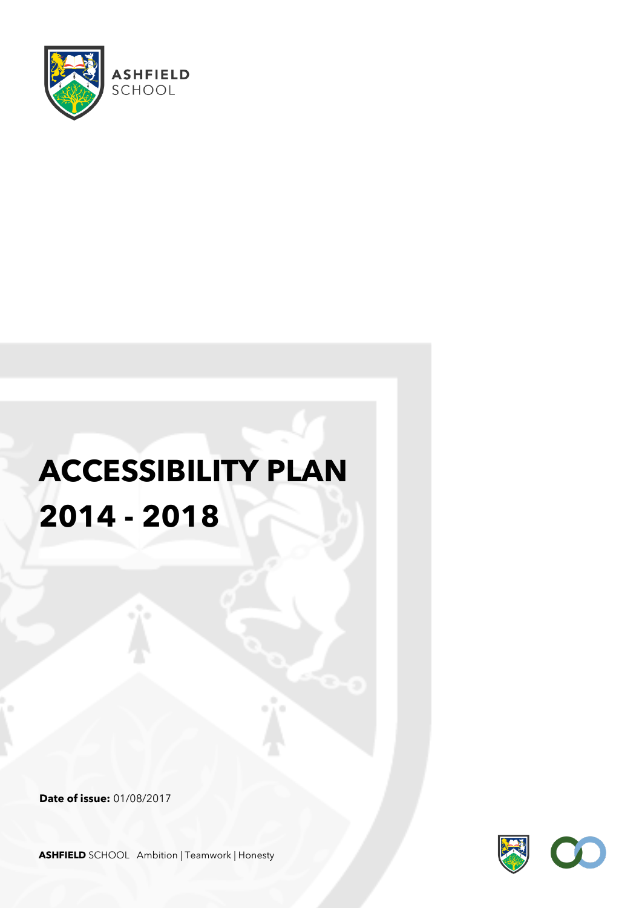ASHFIELD SCHOOL

# ACCESSIBILITY PLAN 2014 - 2018

**Date of issue:** 01/08/2017

**ASHFIELD** SCHOOL Ambition | Teamwork | Honesty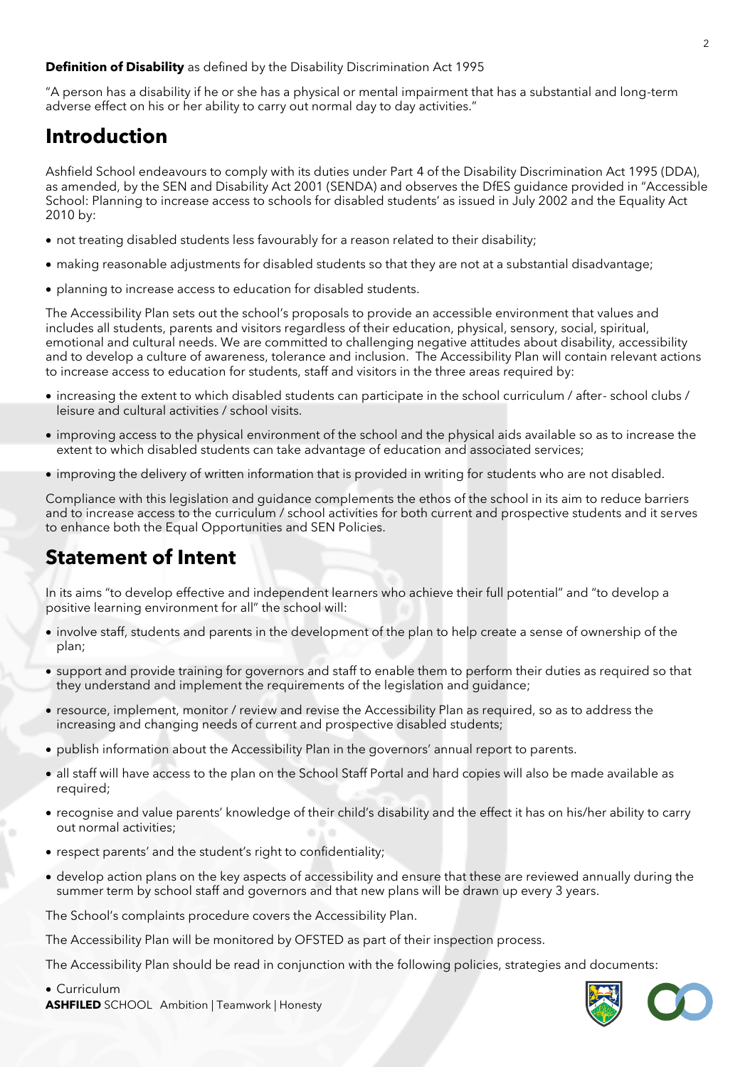**Definition of Disability** as defined by the Disability Discrimination Act 1995

"A person has a disability if he or she has a physical or mental impairment that has a substantial and long-term adverse effect on his or her ability to carry out normal day to day activities."

## Introduction

Ashfield School endeavours to comply with its duties under Part 4 of the Disability Discrimination Act 1995 (DDA), as amended, by the SEN and Disability Act 2001 (SENDA) and observes the DfES guidance provided in "Accessible School: Planning to increase access to schools for disabled students' as issued in July 2002 and the Equality Act 2010 by:

- not treating disabled students less favourably for a reason related to their disability;
- making reasonable adjustments for disabled students so that they are not at a substantial disadvantage;
- planning to increase access to education for disabled students.

The Accessibility Plan sets out the school's proposals to provide an accessible environment that values and includes all students, parents and visitors regardless of their education, physical, sensory, social, spiritual, emotional and cultural needs. We are committed to challenging negative attitudes about disability, accessibility and to develop a culture of awareness, tolerance and inclusion. The Accessibility Plan will contain relevant actions to increase access to education for students, staff and visitors in the three areas required by:

- increasing the extent to which disabled students can participate in the school curriculum / after- school clubs / leisure and cultural activities / school visits.
- improving access to the physical environment of the school and the physical aids available so as to increase the extent to which disabled students can take advantage of education and associated services;
- improving the delivery of written information that is provided in writing for students who are not disabled.

Compliance with this legislation and guidance complements the ethos of the school in its aim to reduce barriers and to increase access to the curriculum / school activities for both current and prospective students and it serves to enhance both the Equal Opportunities and SEN Policies.

## Statement of Intent

In its aims "to develop effective and independent learners who achieve their full potential" and "to develop a positive learning environment for all" the school will:

- involve staff, students and parents in the development of the plan to help create a sense of ownership of the plan;
- support and provide training for governors and staff to enable them to perform their duties as required so that they understand and implement the requirements of the legislation and guidance;
- resource, implement, monitor / review and revise the Accessibility Plan as required, so as to address the increasing and changing needs of current and prospective disabled students;
- publish information about the Accessibility Plan in the governors' annual report to parents.
- all staff will have access to the plan on the School Staff Portal and hard copies will also be made available as required;
- recognise and value parents' knowledge of their child's disability and the effect it has on his/her ability to carry out normal activities;
- respect parents' and the student's right to confidentiality;
- develop action plans on the key aspects of accessibility and ensure that these are reviewed annually during the summer term by school staff and governors and that new plans will be drawn up every 3 years.

The School's complaints procedure covers the Accessibility Plan.

The Accessibility Plan will be monitored by OFSTED as part of their inspection process.

The Accessibility Plan should be read in conjunction with the following policies, strategies and documents:

- Curriculum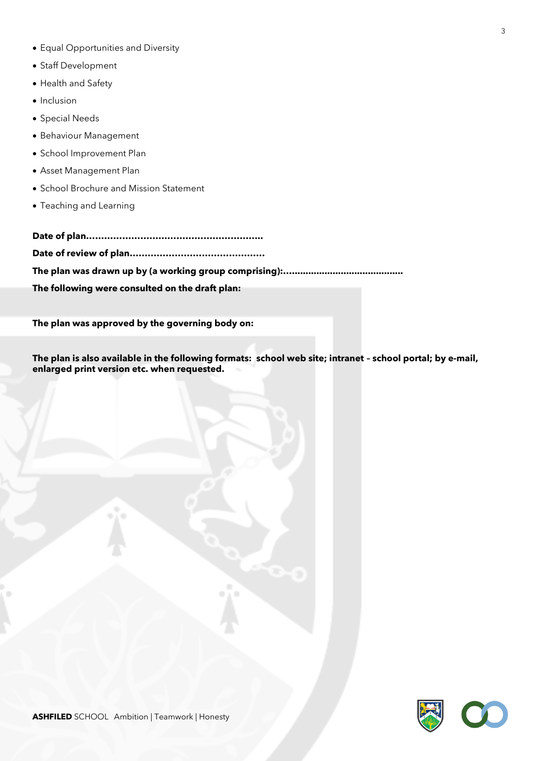- Equal Opportunities and Diversity
- Staff Development
- Health and Safety
- Inclusion
- Special Needs
- Behaviour Management
- School Improvement Plan
- Asset Management Plan
- School Brochure and Mission Statement
- Teaching and Learning

**Date of plan…………………………………………………**

**Date of review of plan……………………………………**

**The plan was drawn up by (a working group comprising):……………………………………**

**The following were consulted on the draft plan:**

**The plan was approved by the governing body on:**

**The plan is also available in the following formats: school web site; intranet – school portal; by e-mail, enlarged print version etc. when requested.**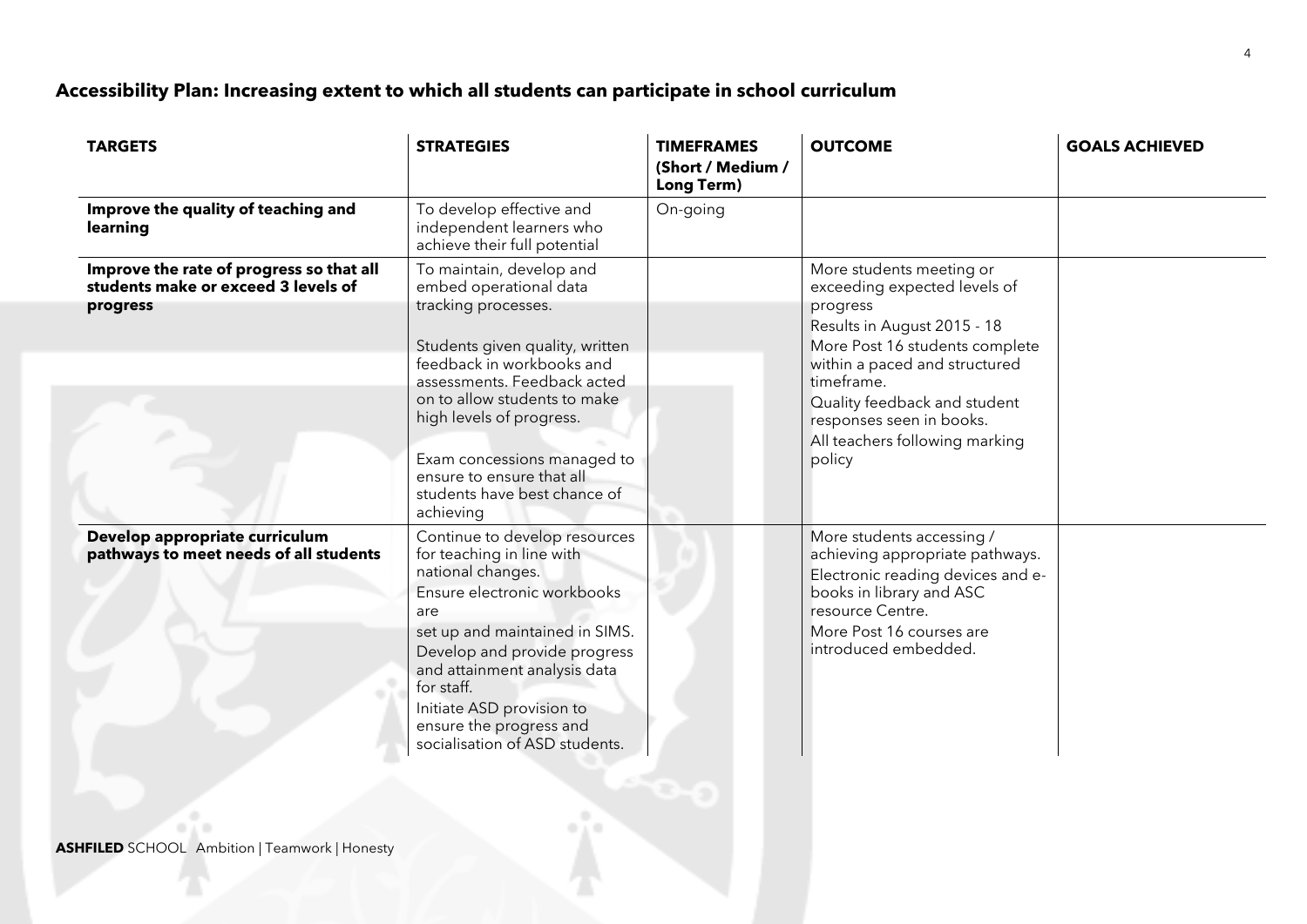## Accessibility Plan: Increasing extent to which all students can participate in school curriculum

| TARGETS | STRATEGIES | TIMEFRAMES (Short / Medium / Long Term) | OUTCOME | GOALS ACHIEVED |
|---|---|---|---|---|
| **Improve the quality of teaching and learning** | To develop effective and independent learners who achieve their full potential | On-going | | |
| **Improve the rate of progress so that all students make or exceed 3 levels of progress** | To maintain, develop and embed operational data tracking processes.<br><br>Students given quality, written feedback in workbooks and assessments. Feedback acted on to allow students to make high levels of progress.<br><br>Exam concessions managed to ensure to ensure that all students have best chance of achieving | | More students meeting or exceeding expected levels of progress<br>Results in August 2015 - 18<br>More Post 16 students complete within a paced and structured timeframe.<br>Quality feedback and student responses seen in books.<br>All teachers following marking policy | |
| **Develop appropriate curriculum pathways to meet needs of all students** | Continue to develop resources for teaching in line with national changes.<br>Ensure electronic workbooks are<br>set up and maintained in SIMS.<br>Develop and provide progress and attainment analysis data for staff.<br>Initiate ASD provision to ensure the progress and socialisation of ASD students. | | More students accessing / achieving appropriate pathways.<br>Electronic reading devices and e-books in library and ASC resource Centre.<br>More Post 16 courses are introduced embedded. | |

**ASHFILED** SCHOOL Ambition | Teamwork | Honesty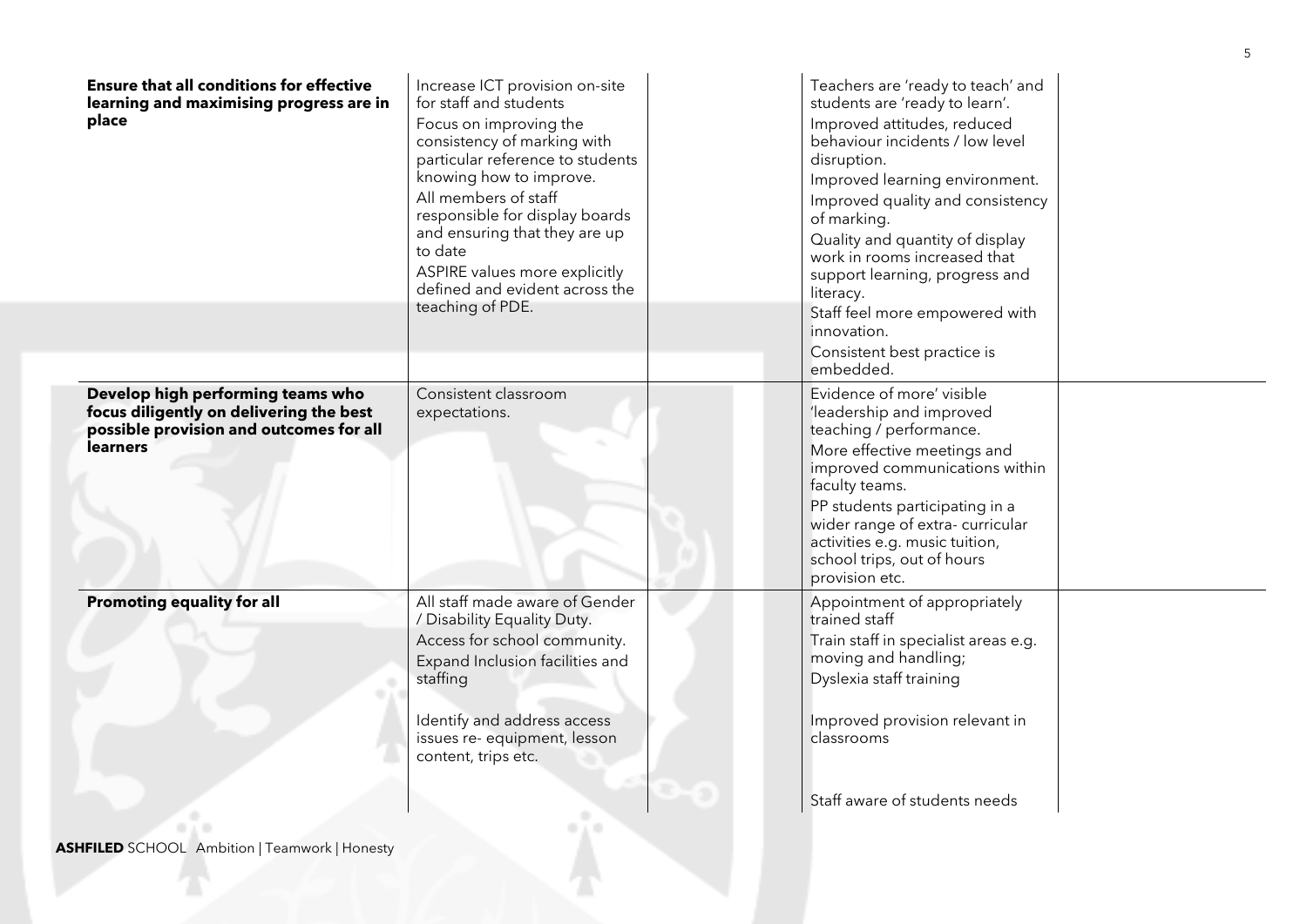| | | | | |
|---|---|---|---|---|
| **Ensure that all conditions for effective learning and maximising progress are in place** | Increase ICT provision on-site for staff and students<br>Focus on improving the consistency of marking with particular reference to students knowing how to improve.<br>All members of staff responsible for display boards and ensuring that they are up to date<br>ASPIRE values more explicitly defined and evident across the teaching of PDE. | | Teachers are 'ready to teach' and students are 'ready to learn'.<br>Improved attitudes, reduced behaviour incidents / low level disruption.<br>Improved learning environment.<br>Improved quality and consistency of marking.<br>Quality and quantity of display work in rooms increased that support learning, progress and literacy.<br>Staff feel more empowered with innovation.<br>Consistent best practice is embedded. | |
| **Develop high performing teams who focus diligently on delivering the best possible provision and outcomes for all learners** | Consistent classroom expectations. | | Evidence of more' visible 'leadership and improved teaching / performance.<br>More effective meetings and improved communications within faculty teams.<br>PP students participating in a wider range of extra- curricular activities e.g. music tuition, school trips, out of hours provision etc. | |
| **Promoting equality for all** | All staff made aware of Gender / Disability Equality Duty.<br>Access for school community.<br>Expand Inclusion facilities and staffing<br><br>Identify and address access issues re- equipment, lesson content, trips etc. | | Appointment of appropriately trained staff<br>Train staff in specialist areas e.g. moving and handling;<br>Dyslexia staff training<br><br>Improved provision relevant in classrooms<br><br>Staff aware of students needs | |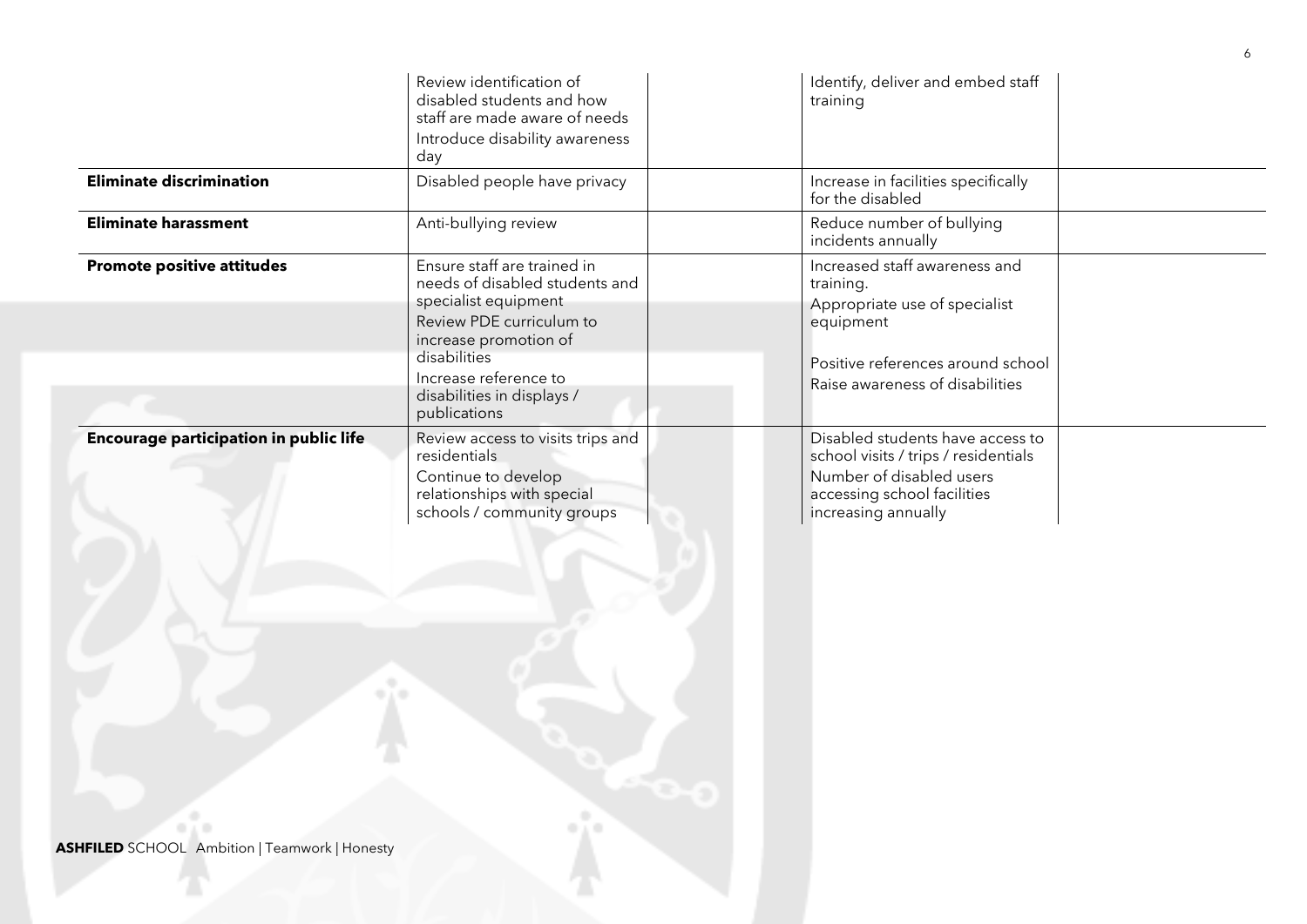| | | | | |
|---|---|---|---|---|
| | Review identification of disabled students and how staff are made aware of needs<br>Introduce disability awareness day | | Identify, deliver and embed staff training | |
| **Eliminate discrimination** | Disabled people have privacy | | Increase in facilities specifically for the disabled | |
| **Eliminate harassment** | Anti-bullying review | | Reduce number of bullying incidents annually | |
| **Promote positive attitudes** | Ensure staff are trained in needs of disabled students and specialist equipment<br>Review PDE curriculum to increase promotion of disabilities<br>Increase reference to disabilities in displays / publications | | Increased staff awareness and training.<br>Appropriate use of specialist equipment<br>Positive references around school<br>Raise awareness of disabilities | |
| **Encourage participation in public life** | Review access to visits trips and residentials<br>Continue to develop relationships with special schools / community groups | | Disabled students have access to school visits / trips / residentials<br>Number of disabled users accessing school facilities increasing annually | |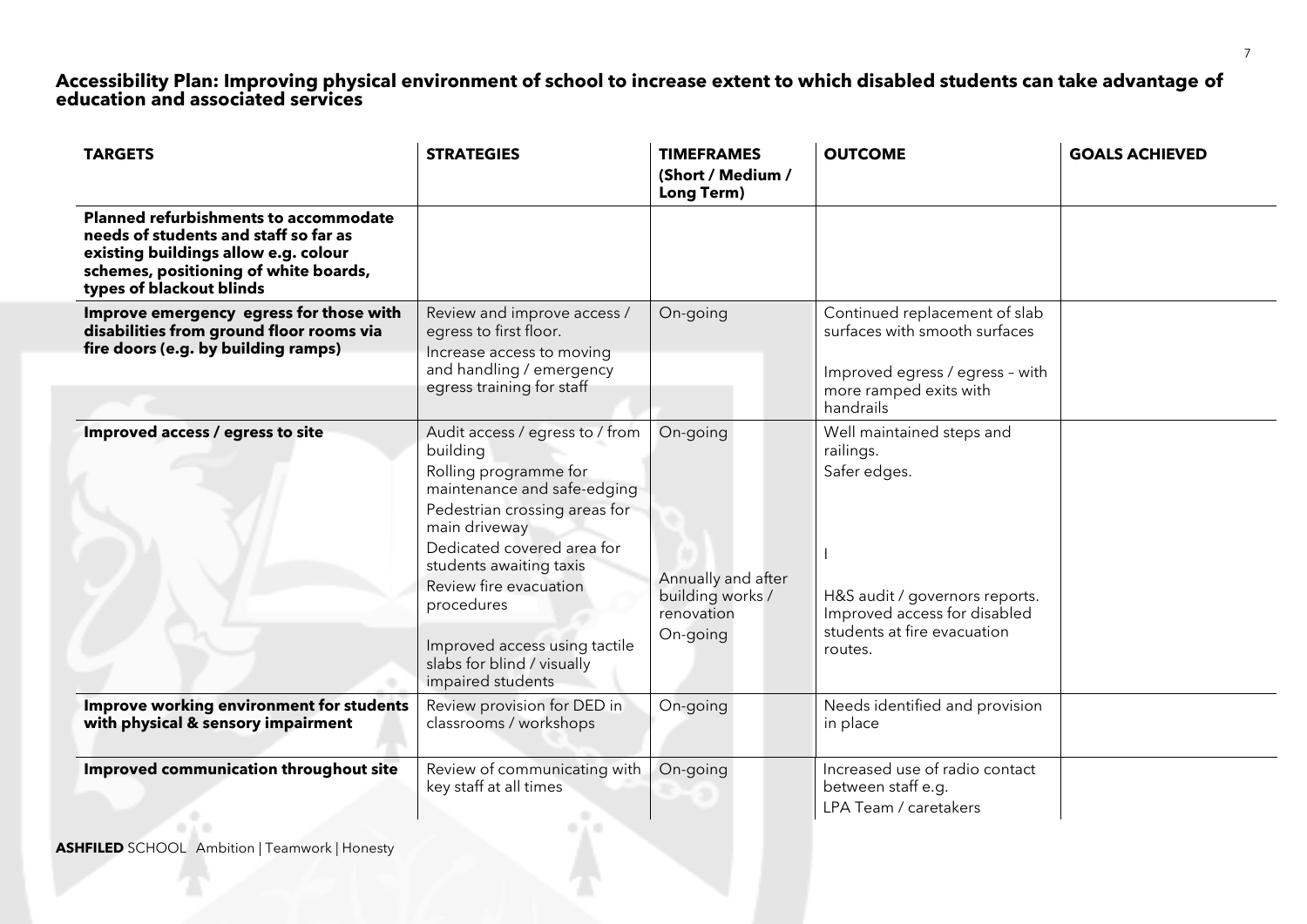**Accessibility Plan: Improving physical environment of school to increase extent to which disabled students can take advantage of education and associated services**

| TARGETS | STRATEGIES | TIMEFRAMES (Short / Medium / Long Term) | OUTCOME | GOALS ACHIEVED |
|---|---|---|---|---|
| **Planned refurbishments to accommodate needs of students and staff so far as existing buildings allow e.g. colour schemes, positioning of white boards, types of blackout blinds** | | | | |
| **Improve emergency egress for those with disabilities from ground floor rooms via fire doors (e.g. by building ramps)** | Review and improve access / egress to first floor.<br>Increase access to moving and handling / emergency egress training for staff | On-going | Continued replacement of slab surfaces with smooth surfaces<br><br>Improved egress / egress – with more ramped exits with handrails | |
| **Improved access / egress to site** | Audit access / egress to / from building<br>Rolling programme for maintenance and safe-edging<br>Pedestrian crossing areas for main driveway<br>Dedicated covered area for students awaiting taxis<br>Review fire evacuation procedures<br><br>Improved access using tactile slabs for blind / visually impaired students | On-going<br><br><br><br><br>Annually and after building works / renovation<br>On-going | Well maintained steps and railings.<br>Safer edges.<br><br>I<br><br>H&S audit / governors reports.<br>Improved access for disabled students at fire evacuation routes. | |
| **Improve working environment for students with physical & sensory impairment** | Review provision for DED in classrooms / workshops | On-going | Needs identified and provision in place | |
| **Improved communication throughout site** | Review of communicating with key staff at all times | On-going | Increased use of radio contact between staff e.g.<br>LPA Team / caretakers | |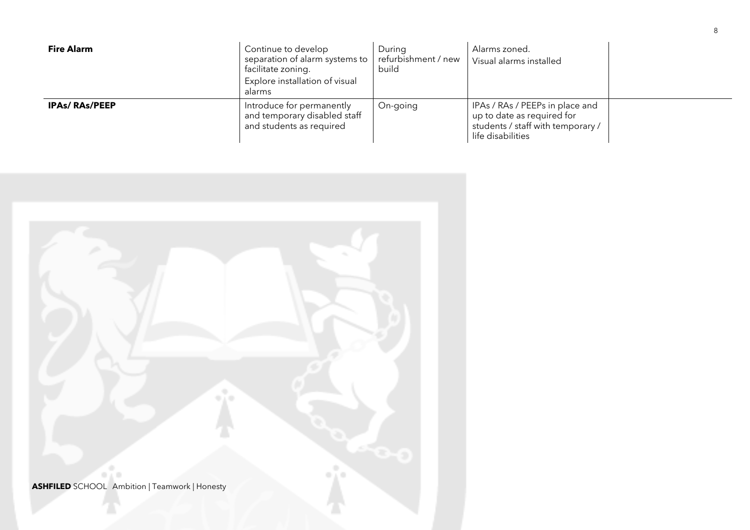| | | | | |
|---|---|---|---|---|
| **Fire Alarm** | Continue to develop separation of alarm systems to facilitate zoning. Explore installation of visual alarms | During refurbishment / new build | Alarms zoned. Visual alarms installed | |
| **IPAs/ RAs/PEEP** | Introduce for permanently and temporary disabled staff and students as required | On-going | IPAs / RAs / PEEPs in place and up to date as required for students / staff with temporary / life disabilities | |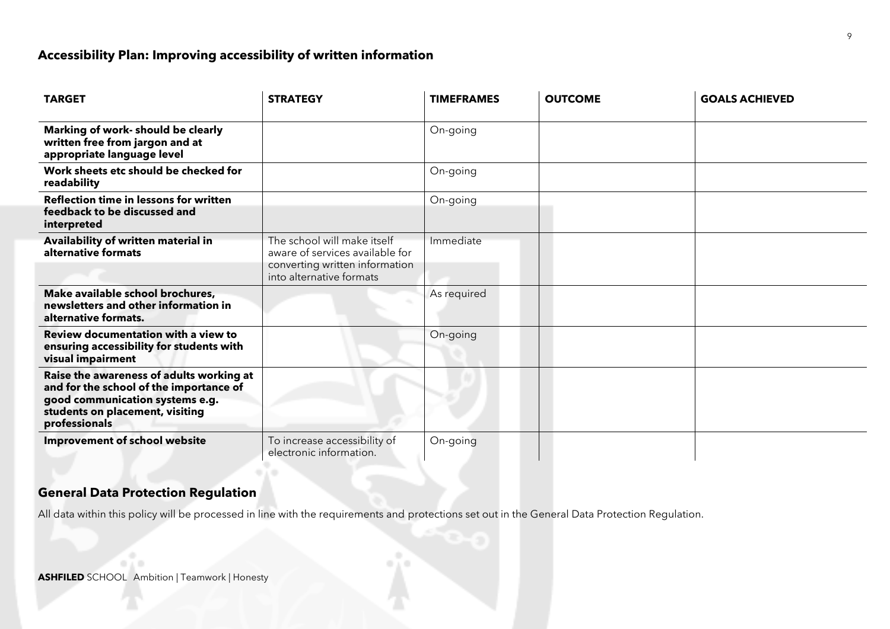## Accessibility Plan: Improving accessibility of written information

| TARGET | STRATEGY | TIMEFRAMES | OUTCOME | GOALS ACHIEVED |
| --- | --- | --- | --- | --- |
| **Marking of work- should be clearly written free from jargon and at appropriate language level** | | On-going | | |
| **Work sheets etc should be checked for readability** | | On-going | | |
| **Reflection time in lessons for written feedback to be discussed and interpreted** | | On-going | | |
| **Availability of written material in alternative formats** | The school will make itself aware of services available for converting written information into alternative formats | Immediate | | |
| **Make available school brochures, newsletters and other information in alternative formats.** | | As required | | |
| **Review documentation with a view to ensuring accessibility for students with visual impairment** | | On-going | | |
| **Raise the awareness of adults working at and for the school of the importance of good communication systems e.g. students on placement, visiting professionals** | | | | |
| **Improvement of school website** | To increase accessibility of electronic information. | On-going | | |

## General Data Protection Regulation

All data within this policy will be processed in line with the requirements and protections set out in the General Data Protection Regulation.

**ASHFILED** SCHOOL Ambition | Teamwork | Honesty